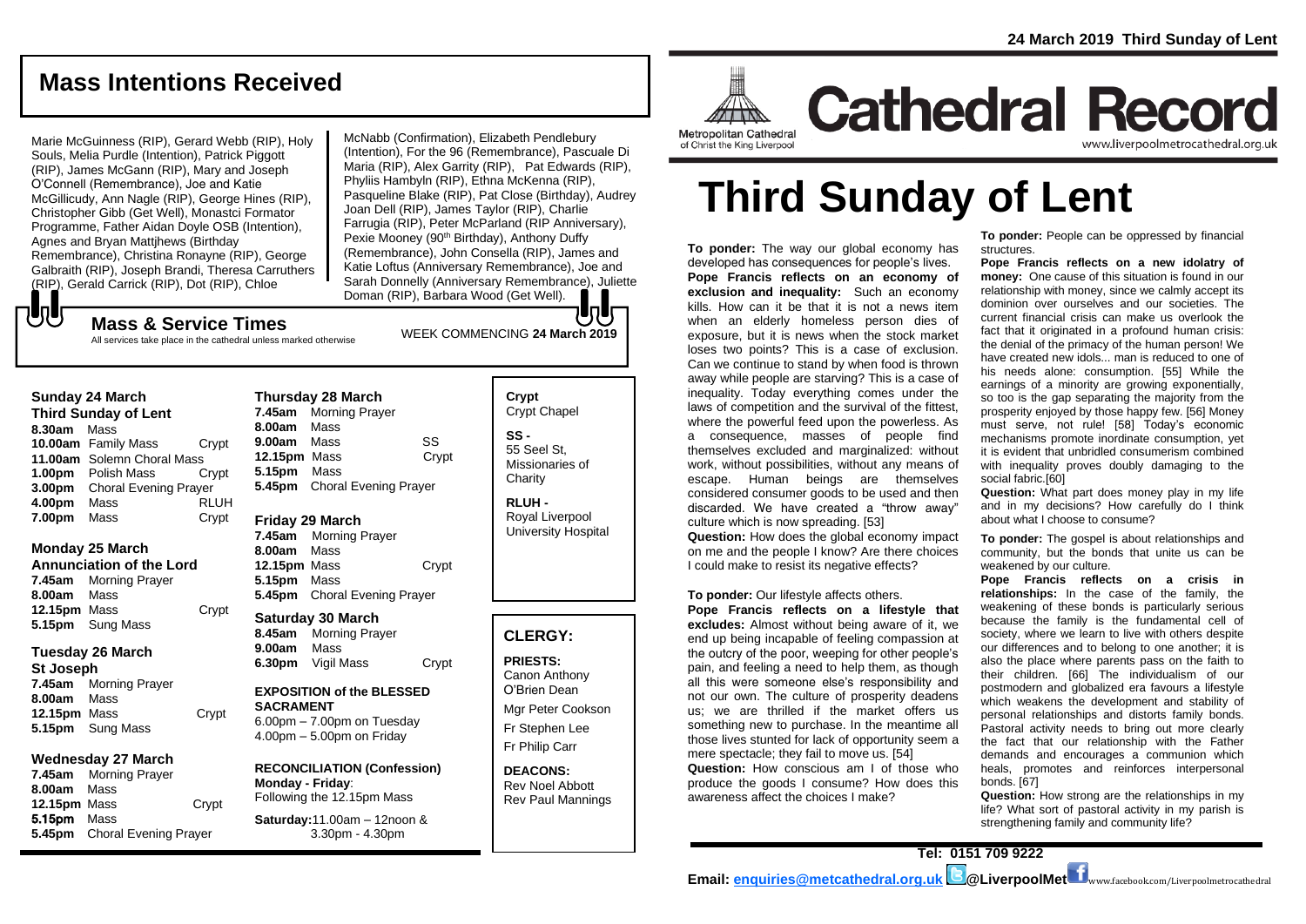# Mass Intentions Received

Marie McGuinness (RIP), Gerard Webb (RIP), Holy Souls, Melia Purdle (Intention), Patrick Piggott (RIP), James McGann (RIP), Mary and Joseph O'Connell (Remembrance), Joe and Katie McGillicudy, Ann Nagle (RIP), George Hines (RIP), Christopher Gibb (Get Well), Monastci Formator Programme, Father Aidan Doyle OSB (Intention), Agnes and Bryan Mattjhews (Birthday Remembrance), Christina Ronayne (RIP), George Galbraith (RIP), Joseph Brandi, Theresa Carruthers (RIP), Gerald Carrick (RIP), Dot (RIP), Chloe McNabb (Confirmation), Elizabeth Pendlebury (Intention), For the 96 (Remembrance), Pascuale Di Maria (RIP), Alex Garrity (RIP), Pat Edwards (RIP), Phyliis Hambyln (RIP), Ethna McKenna (RIP), Pasqueline Blake (RIP), Pat Close (Birthday), Audrey Joan Dell (RIP), James Taylor (RIP), Charlie Farrugia (RIP), Peter McParland (RIP Anniversary), Pexie Mooney (90th Birthday), Anthony Duffy (Remembrance), John Consella (RIP), James and Katie Loftus (Anniversary Remembrance), Joe and Sarah Donnelly (Anniversary Remembrance), Juliette Doman (RIP), Barbara Wood (Get Well).

## Mass & Service Times

All services take place in the cathedral unless marked otherwise

WEEK COMMENCING **24 March 2019**

**Sunday 24 March**
**Third Sunday of Lent**

| | | |
|---|---|---|
| **8.30am** | Mass | |
| **10.00am** | Family Mass | Crypt |
| **11.00am** | Solemn Choral Mass | |
| **1.00pm** | Polish Mass | Crypt |
| **3.00pm** | Choral Evening Prayer | |
| **4.00pm** | Mass | RLUH |
| **7.00pm** | Mass | Crypt |

**Monday 25 March**
**Annunciation of the Lord**

| | | |
|---|---|---|
| **7.45am** | Morning Prayer | |
| **8.00am** | Mass | |
| **12.15pm** | Mass | Crypt |
| **5.15pm** | Sung Mass | |

**Tuesday 26 March**
**St Joseph**

| | | |
|---|---|---|
| **7.45am** | Morning Prayer | |
| **8.00am** | Mass | |
| **12.15pm** | Mass | Crypt |
| **5.15pm** | Sung Mass | |

**Wednesday 27 March**

| | | |
|---|---|---|
| **7.45am** | Morning Prayer | |
| **8.00am** | Mass | |
| **12.15pm** | Mass | Crypt |
| **5.15pm** | Mass | |
| **5.45pm** | Choral Evening Prayer | |

**Thursday 28 March**

| | | |
|---|---|---|
| **7.45am** | Morning Prayer | |
| **8.00am** | Mass | |
| **9.00am** | Mass | SS |
| **12.15pm** | Mass | Crypt |
| **5.15pm** | Mass | |
| **5.45pm** | Choral Evening Prayer | |

**Friday 29 March**

| | | |
|---|---|---|
| **7.45am** | Morning Prayer | |
| **8.00am** | Mass | |
| **12.15pm** | Mass | Crypt |
| **5.15pm** | Mass | |
| **5.45pm** | Choral Evening Prayer | |

**Saturday 30 March**

| | | |
|---|---|---|
| **8.45am** | Morning Prayer | |
| **9.00am** | Mass | |
| **6.30pm** | Vigil Mass | Crypt |

**EXPOSITION of the BLESSED SACRAMENT**
6.00pm – 7.00pm on Tuesday
4.00pm – 5.00pm on Friday

**RECONCILIATION (Confession)**
**Monday - Friday**: Following the 12.15pm Mass

**Saturday:** 11.00am – 12noon & 3.30pm - 4.30pm

**Crypt**
Crypt Chapel

**SS -**
55 Seel St, Missionaries of Charity

**RLUH -**
Royal Liverpool University Hospital

## CLERGY:

**PRIESTS:**
Canon Anthony O'Brien Dean
Mgr Peter Cookson
Fr Stephen Lee
Fr Philip Carr

**DEACONS:**
Rev Noel Abbott
Rev Paul Mannings

**24 March 2019 Third Sunday of Lent**

Metropolitan Cathedral of Christ the King Liverpool

# Cathedral Record

www.liverpoolmetrocathedral.org.uk

# Third Sunday of Lent

**To ponder:** The way our global economy has developed has consequences for people's lives.

**Pope Francis reflects on an economy of exclusion and inequality:** Such an economy kills. How can it be that it is not a news item when an elderly homeless person dies of exposure, but it is news when the stock market loses two points? This is a case of exclusion. Can we continue to stand by when food is thrown away while people are starving? This is a case of inequality. Today everything comes under the laws of competition and the survival of the fittest, where the powerful feed upon the powerless. As a consequence, masses of people find themselves excluded and marginalized: without work, without possibilities, without any means of escape. Human beings are themselves considered consumer goods to be used and then discarded. We have created a "throw away" culture which is now spreading. [53]

**Question:** How does the global economy impact on me and the people I know? Are there choices I could make to resist its negative effects?

**To ponder:** Our lifestyle affects others.

**Pope Francis reflects on a lifestyle that excludes:** Almost without being aware of it, we end up being incapable of feeling compassion at the outcry of the poor, weeping for other people's pain, and feeling a need to help them, as though all this were someone else's responsibility and not our own. The culture of prosperity deadens us; we are thrilled if the market offers us something new to purchase. In the meantime all those lives stunted for lack of opportunity seem a mere spectacle; they fail to move us. [54]

**Question:** How conscious am I of those who produce the goods I consume? How does this awareness affect the choices I make?

**To ponder:** People can be oppressed by financial structures.

**Pope Francis reflects on a new idolatry of money:** One cause of this situation is found in our relationship with money, since we calmly accept its dominion over ourselves and our societies. The current financial crisis can make us overlook the fact that it originated in a profound human crisis: the denial of the primacy of the human person! We have created new idols... man is reduced to one of his needs alone: consumption. [55] While the earnings of a minority are growing exponentially, so too is the gap separating the majority from the prosperity enjoyed by those happy few. [56] Money must serve, not rule! [58] Today's economic mechanisms promote inordinate consumption, yet it is evident that unbridled consumerism combined with inequality proves doubly damaging to the social fabric.[60]

**Question:** What part does money play in my life and in my decisions? How carefully do I think about what I choose to consume?

**To ponder:** The gospel is about relationships and community, but the bonds that unite us can be weakened by our culture.

**Pope Francis reflects on a crisis in relationships:** In the case of the family, the weakening of these bonds is particularly serious because the family is the fundamental cell of society, where we learn to live with others despite our differences and to belong to one another; it is also the place where parents pass on the faith to their children. [66] The individualism of our postmodern and globalized era favours a lifestyle which weakens the development and stability of personal relationships and distorts family bonds. Pastoral activity needs to bring out more clearly the fact that our relationship with the Father demands and encourages a communion which heals, promotes and reinforces interpersonal bonds. [67]

**Question:** How strong are the relationships in my life? What sort of pastoral activity in my parish is strengthening family and community life?

**Tel: 0151 709 9222**

**Email: enquiries@metcathedral.org.uk @LiverpoolMet** www.facebook.com/Liverpoolmetrocathedral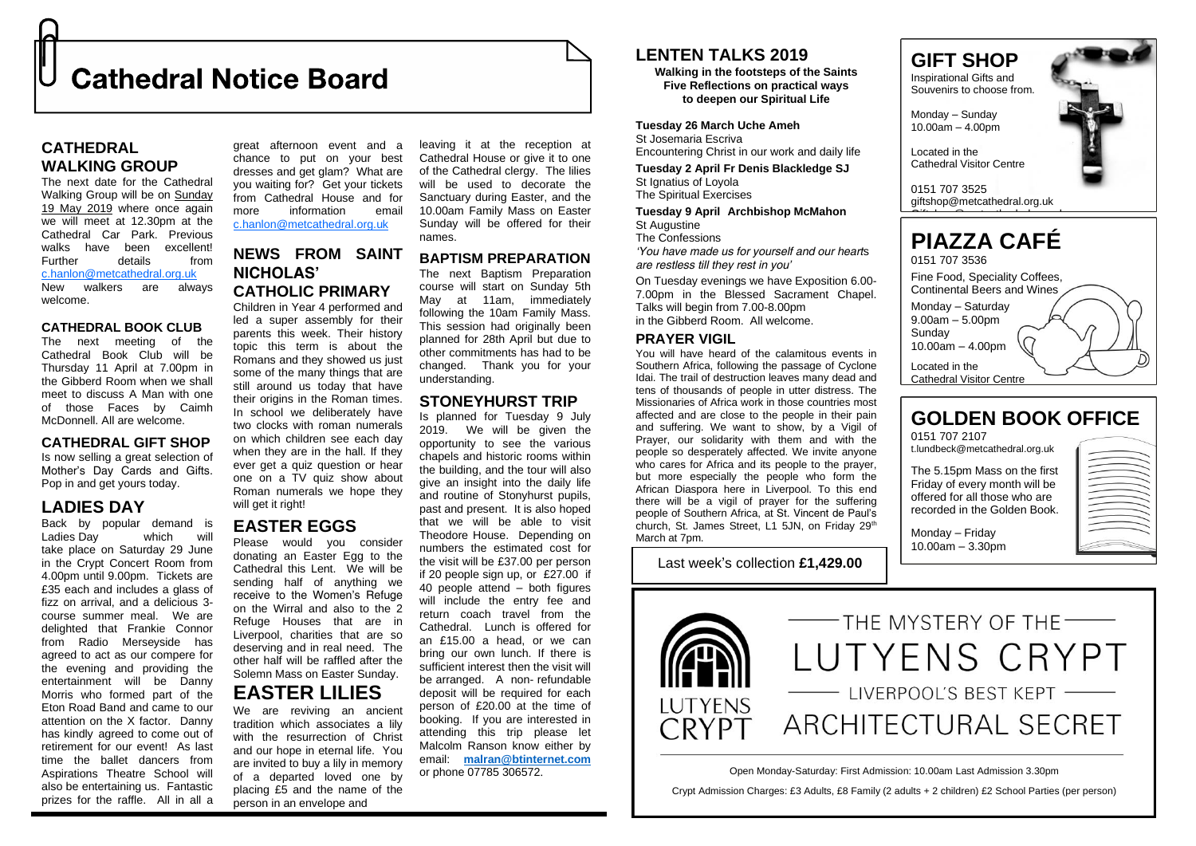# Cathedral Notice Board

## CATHEDRAL WALKING GROUP

The next date for the Cathedral Walking Group will be on Sunday 19 May 2019 where once again we will meet at 12.30pm at the Cathedral Car Park. Previous walks have been excellent! Further details from c.hanlon@metcathedral.org.uk New walkers are always welcome.

### CATHEDRAL BOOK CLUB

The next meeting of the Cathedral Book Club will be Thursday 11 April at 7.00pm in the Gibberd Room when we shall meet to discuss A Man with one of those Faces by Caimh McDonnell. All are welcome.

### CATHEDRAL GIFT SHOP

Is now selling a great selection of Mother's Day Cards and Gifts. Pop in and get yours today.

## LADIES DAY

Back by popular demand is Ladies Day which will take place on Saturday 29 June in the Crypt Concert Room from 4.00pm until 9.00pm. Tickets are £35 each and includes a glass of fizz on arrival, and a delicious 3-course summer meal. We are delighted that Frankie Connor from Radio Merseyside has agreed to act as our compere for the evening and providing the entertainment will be Danny Morris who formed part of the Eton Road Band and came to our attention on the X factor. Danny has kindly agreed to come out of retirement for our event! As last time the ballet dancers from Aspirations Theatre School will also be entertaining us. Fantastic prizes for the raffle. All in all a great afternoon event and a chance to put on your best dresses and get glam? What are you waiting for? Get your tickets from Cathedral House and for more information email c.hanlon@metcathedral.org.uk

## NEWS FROM SAINT NICHOLAS' CATHOLIC PRIMARY

Children in Year 4 performed and led a super assembly for their parents this week. Their history topic this term is about the Romans and they showed us just some of the many things that are still around us today that have their origins in the Roman times. In school we deliberately have two clocks with roman numerals on which children see each day when they are in the hall. If they ever get a quiz question or hear one on a TV quiz show about Roman numerals we hope they will get it right!

## EASTER EGGS

Please would you consider donating an Easter Egg to the Cathedral this Lent. We will be sending half of anything we receive to the Women's Refuge on the Wirral and also to the 2 Refuge Houses that are in Liverpool, charities that are so deserving and in real need. The other half will be raffled after the Solemn Mass on Easter Sunday.

## EASTER LILIES

We are reviving an ancient tradition which associates a lily with the resurrection of Christ and our hope in eternal life. You are invited to buy a lily in memory of a departed loved one by placing £5 and the name of the person in an envelope and leaving it at the reception at Cathedral House or give it to one of the Cathedral clergy. The lilies will be used to decorate the Sanctuary during Easter, and the 10.00am Family Mass on Easter Sunday will be offered for their names.

## BAPTISM PREPARATION

The next Baptism Preparation course will start on Sunday 5th May at 11am, immediately following the 10am Family Mass. This session had originally been planned for 28th April but due to other commitments has had to be changed. Thank you for your understanding.

## STONEYHURST TRIP

Is planned for Tuesday 9 July 2019. We will be given the opportunity to see the various chapels and historic rooms within the building, and the tour will also give an insight into the daily life and routine of Stonyhurst pupils, past and present. It is also hoped that we will be able to visit Theodore House. Depending on numbers the estimated cost for the visit will be £37.00 per person if 20 people sign up, or £27.00 if 40 people attend – both figures will include the entry fee and return coach travel from the Cathedral. Lunch is offered for an £15.00 a head, or we can bring our own lunch. If there is sufficient interest then the visit will be arranged. A non- refundable deposit will be required for each person of £20.00 at the time of booking. If you are interested in attending this trip please let Malcolm Ranson know either by email: **malran@btinternet.com** or phone 07785 306572.

## LENTEN TALKS 2019

**Walking in the footsteps of the Saints**
**Five Reflections on practical ways to deepen our Spiritual Life**

**Tuesday 26 March Uche Ameh**
St Josemaria Escriva
Encountering Christ in our work and daily life

**Tuesday 2 April Fr Denis Blackledge SJ**
St Ignatius of Loyola
The Spiritual Exercises

**Tuesday 9 April Archbishop McMahon**
St Augustine
The Confessions
*'You have made us for yourself and our hearts are restless till they rest in you'*

On Tuesday evenings we have Exposition 6.00-7.00pm in the Blessed Sacrament Chapel. Talks will begin from 7.00-8.00pm in the Gibberd Room. All welcome.

## PRAYER VIGIL

You will have heard of the calamitous events in Southern Africa, following the passage of Cyclone Idai. The trail of destruction leaves many dead and tens of thousands of people in utter distress. The Missionaries of Africa work in those countries most affected and are close to the people in their pain and suffering. We want to show, by a Vigil of Prayer, our solidarity with them and with the people so desperately affected. We invite anyone who cares for Africa and its people to the prayer, but more especially the people who form the African Diaspora here in Liverpool. To this end there will be a vigil of prayer for the suffering people of Southern Africa, at St. Vincent de Paul's church, St. James Street, L1 5JN, on Friday 29th March at 7pm.

Last week's collection **£1,429.00**

## GIFT SHOP

Inspirational Gifts and Souvenirs to choose from.

Monday – Sunday
10.00am – 4.00pm

Located in the Cathedral Visitor Centre

0151 707 3525
giftshop@metcathedral.org.uk

## PIAZZA CAFÉ

0151 707 3536

Fine Food, Speciality Coffees, Continental Beers and Wines

Monday – Saturday
9.00am – 5.00pm
Sunday
10.00am – 4.00pm

Located in the Cathedral Visitor Centre

## GOLDEN BOOK OFFICE

0151 707 2107
t.lundbeck@metcathedral.org.uk

The 5.15pm Mass on the first Friday of every month will be offered for all those who are recorded in the Golden Book.

Monday – Friday
10.00am – 3.30pm

## THE MYSTERY OF THE LUTYENS CRYPT

LUTYENS CRYPT

LIVERPOOL'S BEST KEPT ARCHITECTURAL SECRET

Open Monday-Saturday: First Admission: 10.00am Last Admission 3.30pm

Crypt Admission Charges: £3 Adults, £8 Family (2 adults + 2 children) £2 School Parties (per person)